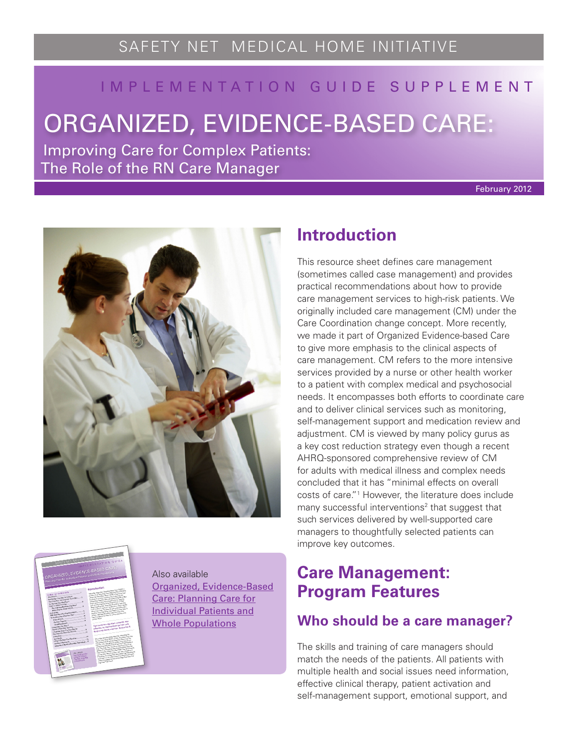SAFETY NET MEDICAL HOME INITIATIVE

IMPLEMENTATION GUIDE SUPPLEMENT

# ORGANIZED, EVIDENCE-BASED CARE:

Improving Care for Complex Patients: The Role of the RN Care Manager

February 2012

Also available [Organized, Evidence-Based Care: Planning Care for Individual Patients and Whole Populations]

## Introduction

This resource sheet defines care management (sometimes called case management) and provides practical recommendations about how to provide care management services to high-risk patients. We originally included care management (CM) under the Care Coordination change concept. More recently, we made it part of Organized Evidence-based Care to give more emphasis to the clinical aspects of care management. CM refers to the more intensive services provided by a nurse or other health worker to a patient with complex medical and psychosocial needs. It encompasses both efforts to coordinate care and to deliver clinical services such as monitoring, self-management support and medication review and adjustment. CM is viewed by many policy gurus as a key cost reduction strategy even though a recent AHRQ-sponsored comprehensive review of CM for adults with medical illness and complex needs concluded that it has "minimal effects on overall costs of care."[1] However, the literature does include many successful interventions[2] that suggest that such services delivered by well-supported care managers to thoughtfully selected patients can improve key outcomes.

## Care Management: Program Features

### Who should be a care manager?

The skills and training of care managers should match the needs of the patients. All patients with multiple health and social issues need information, effective clinical therapy, patient activation and self-management support, emotional support, and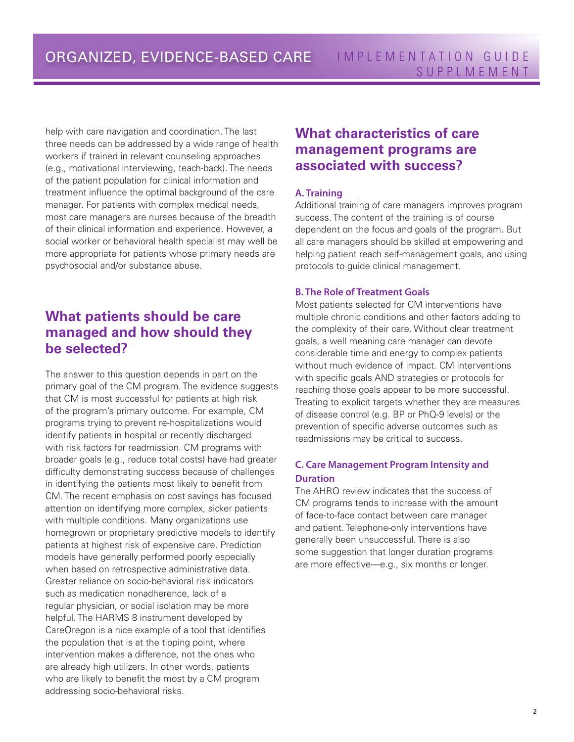help with care navigation and coordination. The last three needs can be addressed by a wide range of health workers if trained in relevant counseling approaches (e.g., motivational interviewing, teach-back). The needs of the patient population for clinical information and treatment influence the optimal background of the care manager. For patients with complex medical needs, most care managers are nurses because of the breadth of their clinical information and experience. However, a social worker or behavioral health specialist may well be more appropriate for patients whose primary needs are psychosocial and/or substance abuse.

## What patients should be care managed and how should they be selected?

The answer to this question depends in part on the primary goal of the CM program. The evidence suggests that CM is most successful for patients at high risk of the program's primary outcome. For example, CM programs trying to prevent re-hospitalizations would identify patients in hospital or recently discharged with risk factors for readmission. CM programs with broader goals (e.g., reduce total costs) have had greater difficulty demonstrating success because of challenges in identifying the patients most likely to benefit from CM. The recent emphasis on cost savings has focused attention on identifying more complex, sicker patients with multiple conditions. Many organizations use homegrown or proprietary predictive models to identify patients at highest risk of expensive care. Prediction models have generally performed poorly especially when based on retrospective administrative data. Greater reliance on socio-behavioral risk indicators such as medication nonadherence, lack of a regular physician, or social isolation may be more helpful. The HARMS 8 instrument developed by CareOregon is a nice example of a tool that identifies the population that is at the tipping point, where intervention makes a difference, not the ones who are already high utilizers. In other words, patients who are likely to benefit the most by a CM program addressing socio-behavioral risks.

## What characteristics of care management programs are associated with success?

### A. Training

Additional training of care managers improves program success. The content of the training is of course dependent on the focus and goals of the program. But all care managers should be skilled at empowering and helping patient reach self-management goals, and using protocols to guide clinical management.

### B. The Role of Treatment Goals

Most patients selected for CM interventions have multiple chronic conditions and other factors adding to the complexity of their care. Without clear treatment goals, a well meaning care manager can devote considerable time and energy to complex patients without much evidence of impact. CM interventions with specific goals AND strategies or protocols for reaching those goals appear to be more successful. Treating to explicit targets whether they are measures of disease control (e.g. BP or PhQ-9 levels) or the prevention of specific adverse outcomes such as readmissions may be critical to success.

### C. Care Management Program Intensity and Duration

The AHRQ review indicates that the success of CM programs tends to increase with the amount of face-to-face contact between care manager and patient. Telephone-only interventions have generally been unsuccessful. There is also some suggestion that longer duration programs are more effective—e.g., six months or longer.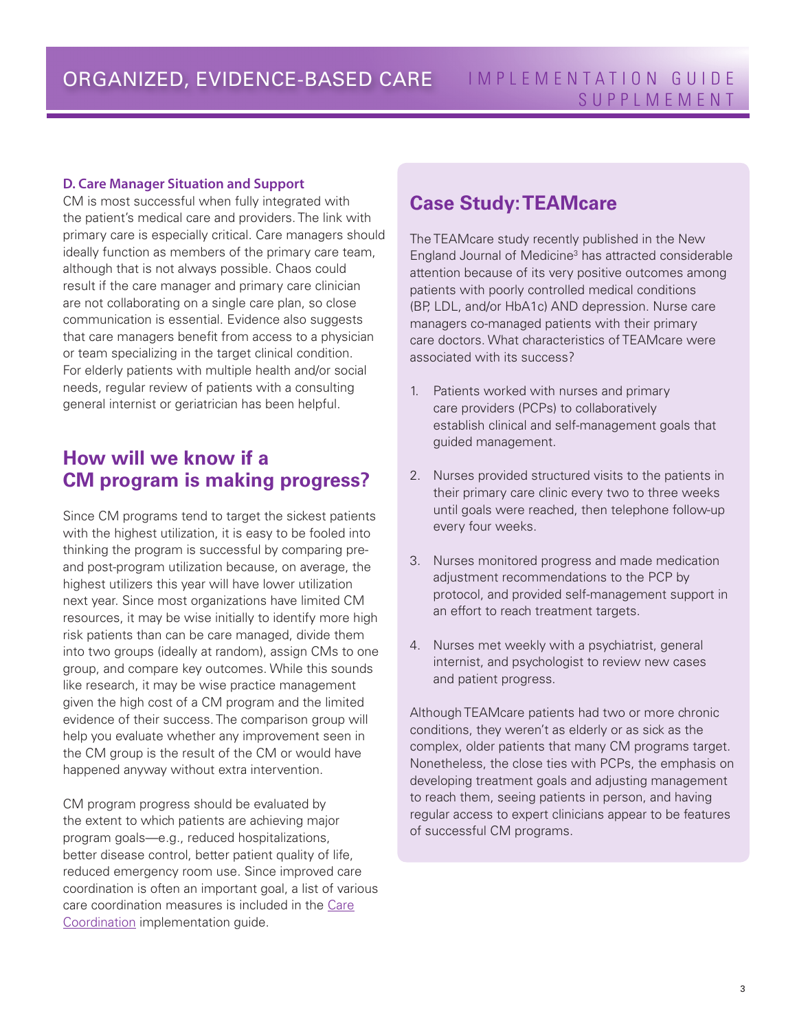### D. Care Manager Situation and Support

CM is most successful when fully integrated with the patient's medical care and providers. The link with primary care is especially critical. Care managers should ideally function as members of the primary care team, although that is not always possible. Chaos could result if the care manager and primary care clinician are not collaborating on a single care plan, so close communication is essential. Evidence also suggests that care managers benefit from access to a physician or team specializing in the target clinical condition. For elderly patients with multiple health and/or social needs, regular review of patients with a consulting general internist or geriatrician has been helpful.

## How will we know if a CM program is making progress?

Since CM programs tend to target the sickest patients with the highest utilization, it is easy to be fooled into thinking the program is successful by comparing pre- and post-program utilization because, on average, the highest utilizers this year will have lower utilization next year. Since most organizations have limited CM resources, it may be wise initially to identify more high risk patients than can be care managed, divide them into two groups (ideally at random), assign CMs to one group, and compare key outcomes. While this sounds like research, it may be wise practice management given the high cost of a CM program and the limited evidence of their success. The comparison group will help you evaluate whether any improvement seen in the CM group is the result of the CM or would have happened anyway without extra intervention.

CM program progress should be evaluated by the extent to which patients are achieving major program goals—e.g., reduced hospitalizations, better disease control, better patient quality of life, reduced emergency room use. Since improved care coordination is often an important goal, a list of various care coordination measures is included in the Care Coordination implementation guide.

## Case Study: TEAMcare

The TEAMcare study recently published in the New England Journal of Medicine[3] has attracted considerable attention because of its very positive outcomes among patients with poorly controlled medical conditions (BP, LDL, and/or HbA1c) AND depression. Nurse care managers co-managed patients with their primary care doctors. What characteristics of TEAMcare were associated with its success?

1. Patients worked with nurses and primary care providers (PCPs) to collaboratively establish clinical and self-management goals that guided management.
2. Nurses provided structured visits to the patients in their primary care clinic every two to three weeks until goals were reached, then telephone follow-up every four weeks.
3. Nurses monitored progress and made medication adjustment recommendations to the PCP by protocol, and provided self-management support in an effort to reach treatment targets.
4. Nurses met weekly with a psychiatrist, general internist, and psychologist to review new cases and patient progress.

Although TEAMcare patients had two or more chronic conditions, they weren't as elderly or as sick as the complex, older patients that many CM programs target. Nonetheless, the close ties with PCPs, the emphasis on developing treatment goals and adjusting management to reach them, seeing patients in person, and having regular access to expert clinicians appear to be features of successful CM programs.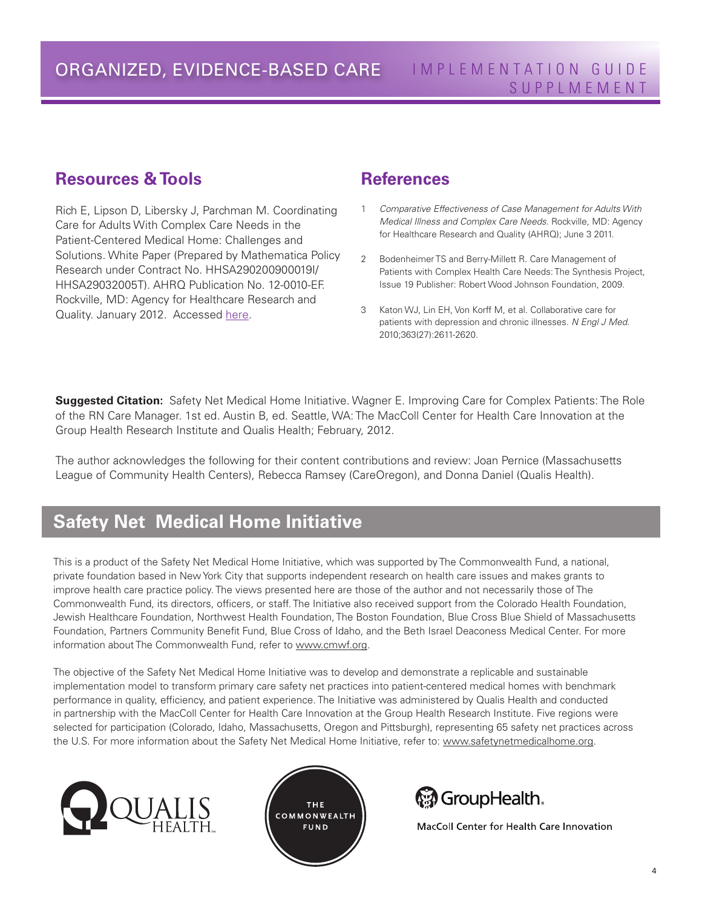## Resources & Tools

Rich E, Lipson D, Libersky J, Parchman M. Coordinating Care for Adults With Complex Care Needs in the Patient-Centered Medical Home: Challenges and Solutions. White Paper (Prepared by Mathematica Policy Research under Contract No. HHSA290200900019I/ HHSA29032005T). AHRQ Publication No. 12-0010-EF. Rockville, MD: Agency for Healthcare Research and Quality. January 2012. Accessed here.

## References

1. *Comparative Effectiveness of Case Management for Adults With Medical Illness and Complex Care Needs.* Rockville, MD: Agency for Healthcare Research and Quality (AHRQ); June 3 2011.
2. Bodenheimer TS and Berry-Millett R. Care Management of Patients with Complex Health Care Needs: The Synthesis Project, Issue 19 Publisher: Robert Wood Johnson Foundation, 2009.
3. Katon WJ, Lin EH, Von Korff M, et al. Collaborative care for patients with depression and chronic illnesses. *N Engl J Med.* 2010;363(27):2611-2620.

**Suggested Citation:** Safety Net Medical Home Initiative. Wagner E. Improving Care for Complex Patients: The Role of the RN Care Manager. 1st ed. Austin B, ed. Seattle, WA: The MacColl Center for Health Care Innovation at the Group Health Research Institute and Qualis Health; February, 2012.

The author acknowledges the following for their content contributions and review: Joan Pernice (Massachusetts League of Community Health Centers), Rebecca Ramsey (CareOregon), and Donna Daniel (Qualis Health).

## Safety Net Medical Home Initiative

This is a product of the Safety Net Medical Home Initiative, which was supported by The Commonwealth Fund, a national, private foundation based in New York City that supports independent research on health care issues and makes grants to improve health care practice policy. The views presented here are those of the author and not necessarily those of The Commonwealth Fund, its directors, officers, or staff. The Initiative also received support from the Colorado Health Foundation, Jewish Healthcare Foundation, Northwest Health Foundation, The Boston Foundation, Blue Cross Blue Shield of Massachusetts Foundation, Partners Community Benefit Fund, Blue Cross of Idaho, and the Beth Israel Deaconess Medical Center. For more information about The Commonwealth Fund, refer to www.cmwf.org.

The objective of the Safety Net Medical Home Initiative was to develop and demonstrate a replicable and sustainable implementation model to transform primary care safety net practices into patient-centered medical homes with benchmark performance in quality, efficiency, and patient experience. The Initiative was administered by Qualis Health and conducted in partnership with the MacColl Center for Health Care Innovation at the Group Health Research Institute. Five regions were selected for participation (Colorado, Idaho, Massachusetts, Oregon and Pittsburgh), representing 65 safety net practices across the U.S. For more information about the Safety Net Medical Home Initiative, refer to: www.safetynetmedicalhome.org.

QUALIS HEALTH

THE COMMONWEALTH FUND

GroupHealth.

MacColl Center for Health Care Innovation